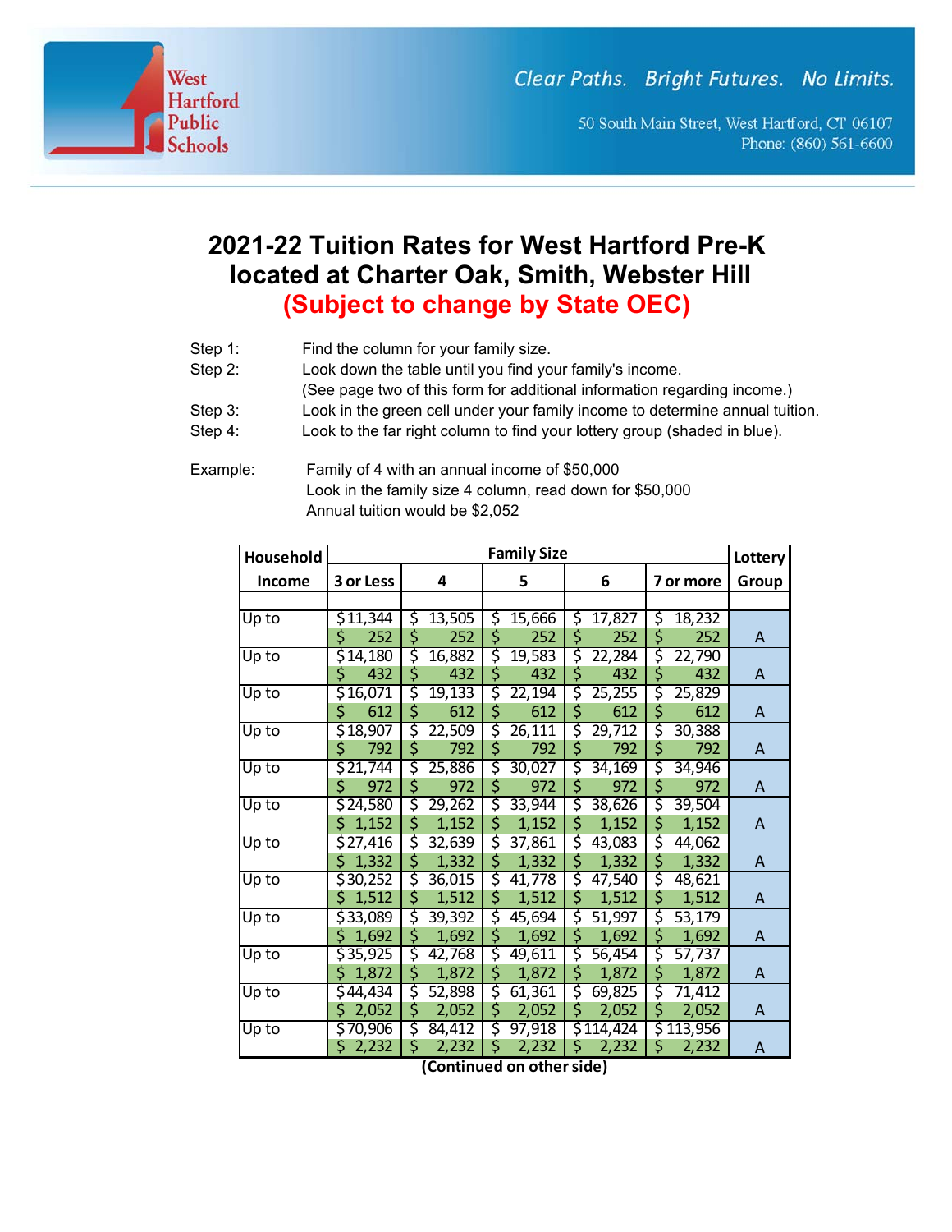West Hartford Public Schools

Clear Paths. Bright Futures. No Limits.

50 South Main Street, West Hartford, CT 06107
Phone: (860) 561-6600

# 2021-22 Tuition Rates for West Hartford Pre-K located at Charter Oak, Smith, Webster Hill

## (Subject to change by State OEC)

Step 1: Find the column for your family size.

Step 2: Look down the table until you find your family's income. (See page two of this form for additional information regarding income.)

Step 3: Look in the green cell under your family income to determine annual tuition.

Step 4: Look to the far right column to find your lottery group (shaded in blue).

Example: Family of 4 with an annual income of $50,000
Look in the family size 4 column, read down for $50,000
Annual tuition would be $2,052

| Household Income | Family Size | | | | | Lottery Group |
|---|---|---|---|---|---|---|
| | 3 or Less | 4 | 5 | 6 | 7 or more | |
| Up to | $11,344 | $ 13,505 | $ 15,666 | $ 17,827 | $ 18,232 | |
| | $ 252 | $ 252 | $ 252 | $ 252 | $ 252 | A |
| Up to | $14,180 | $ 16,882 | $ 19,583 | $ 22,284 | $ 22,790 | |
| | $ 432 | $ 432 | $ 432 | $ 432 | $ 432 | A |
| Up to | $16,071 | $ 19,133 | $ 22,194 | $ 25,255 | $ 25,829 | |
| | $ 612 | $ 612 | $ 612 | $ 612 | $ 612 | A |
| Up to | $18,907 | $ 22,509 | $ 26,111 | $ 29,712 | $ 30,388 | |
| | $ 792 | $ 792 | $ 792 | $ 792 | $ 792 | A |
| Up to | $21,744 | $ 25,886 | $ 30,027 | $ 34,169 | $ 34,946 | |
| | $ 972 | $ 972 | $ 972 | $ 972 | $ 972 | A |
| Up to | $24,580 | $ 29,262 | $ 33,944 | $ 38,626 | $ 39,504 | |
| | $ 1,152 | $ 1,152 | $ 1,152 | $ 1,152 | $ 1,152 | A |
| Up to | $27,416 | $ 32,639 | $ 37,861 | $ 43,083 | $ 44,062 | |
| | $ 1,332 | $ 1,332 | $ 1,332 | $ 1,332 | $ 1,332 | A |
| Up to | $30,252 | $ 36,015 | $ 41,778 | $ 47,540 | $ 48,621 | |
| | $ 1,512 | $ 1,512 | $ 1,512 | $ 1,512 | $ 1,512 | A |
| Up to | $33,089 | $ 39,392 | $ 45,694 | $ 51,997 | $ 53,179 | |
| | $ 1,692 | $ 1,692 | $ 1,692 | $ 1,692 | $ 1,692 | A |
| Up to | $35,925 | $ 42,768 | $ 49,611 | $ 56,454 | $ 57,737 | |
| | $ 1,872 | $ 1,872 | $ 1,872 | $ 1,872 | $ 1,872 | A |
| Up to | $44,434 | $ 52,898 | $ 61,361 | $ 69,825 | $ 71,412 | |
| | $ 2,052 | $ 2,052 | $ 2,052 | $ 2,052 | $ 2,052 | A |
| Up to | $70,906 | $ 84,412 | $ 97,918 | $114,424 | $ 113,956 | |
| | $ 2,232 | $ 2,232 | $ 2,232 | $ 2,232 | $ 2,232 | A |

**(Continued on other side)**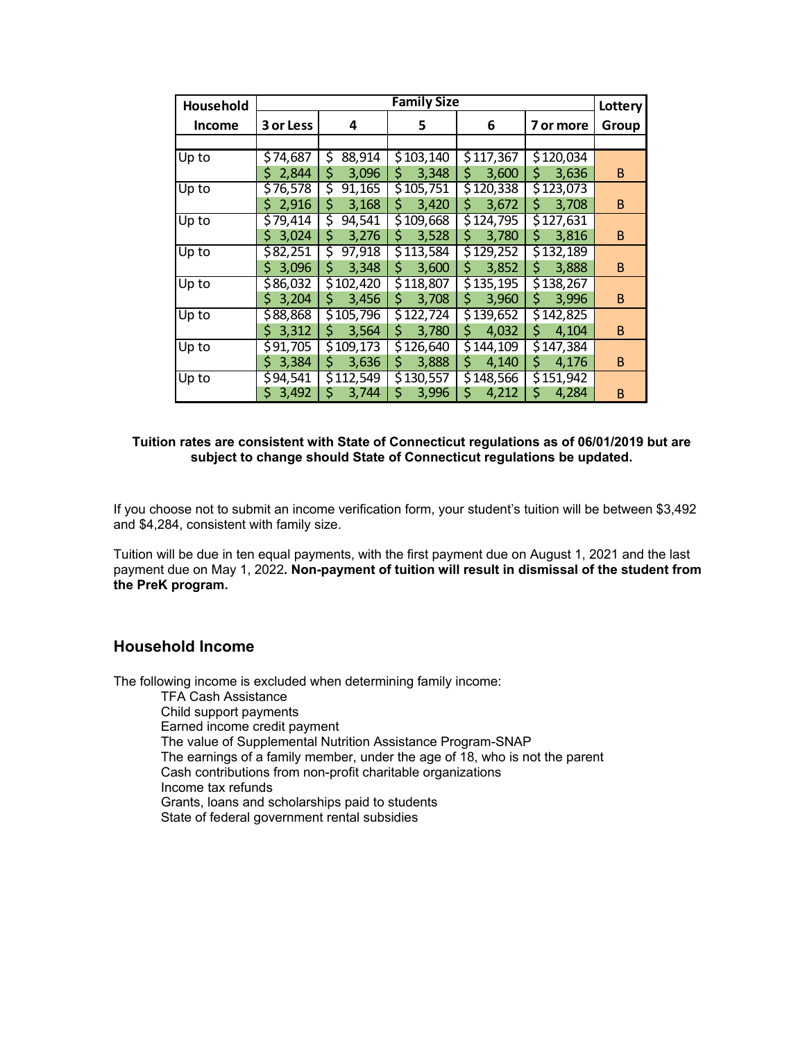| Household Income | Family Size | | | | | Lottery Group |
|---|---|---|---|---|---|---|
| | 3 or Less | 4 | 5 | 6 | 7 or more | |
| Up to | $74,687 | $ 88,914 | $103,140 | $117,367 | $120,034 | |
| | $ 2,844 | $ 3,096 | $ 3,348 | $ 3,600 | $ 3,636 | B |
| Up to | $76,578 | $ 91,165 | $105,751 | $120,338 | $123,073 | |
| | $ 2,916 | $ 3,168 | $ 3,420 | $ 3,672 | $ 3,708 | B |
| Up to | $79,414 | $ 94,541 | $109,668 | $124,795 | $127,631 | |
| | $ 3,024 | $ 3,276 | $ 3,528 | $ 3,780 | $ 3,816 | B |
| Up to | $82,251 | $ 97,918 | $113,584 | $129,252 | $132,189 | |
| | $ 3,096 | $ 3,348 | $ 3,600 | $ 3,852 | $ 3,888 | B |
| Up to | $86,032 | $102,420 | $118,807 | $135,195 | $138,267 | |
| | $ 3,204 | $ 3,456 | $ 3,708 | $ 3,960 | $ 3,996 | B |
| Up to | $88,868 | $105,796 | $122,724 | $139,652 | $142,825 | |
| | $ 3,312 | $ 3,564 | $ 3,780 | $ 4,032 | $ 4,104 | B |
| Up to | $91,705 | $109,173 | $126,640 | $144,109 | $147,384 | |
| | $ 3,384 | $ 3,636 | $ 3,888 | $ 4,140 | $ 4,176 | B |
| Up to | $94,541 | $112,549 | $130,557 | $148,566 | $151,942 | |
| | $ 3,492 | $ 3,744 | $ 3,996 | $ 4,212 | $ 4,284 | B |

**Tuition rates are consistent with State of Connecticut regulations as of 06/01/2019 but are subject to change should State of Connecticut regulations be updated.**

If you choose not to submit an income verification form, your student's tuition will be between $3,492 and $4,284, consistent with family size.

Tuition will be due in ten equal payments, with the first payment due on August 1, 2021 and the last payment due on May 1, 2022**. Non-payment of tuition will result in dismissal of the student from the PreK program.**

## Household Income

The following income is excluded when determining family income:

- TFA Cash Assistance
- Child support payments
- Earned income credit payment
- The value of Supplemental Nutrition Assistance Program-SNAP
- The earnings of a family member, under the age of 18, who is not the parent
- Cash contributions from non-profit charitable organizations
- Income tax refunds
- Grants, loans and scholarships paid to students
- State of federal government rental subsidies